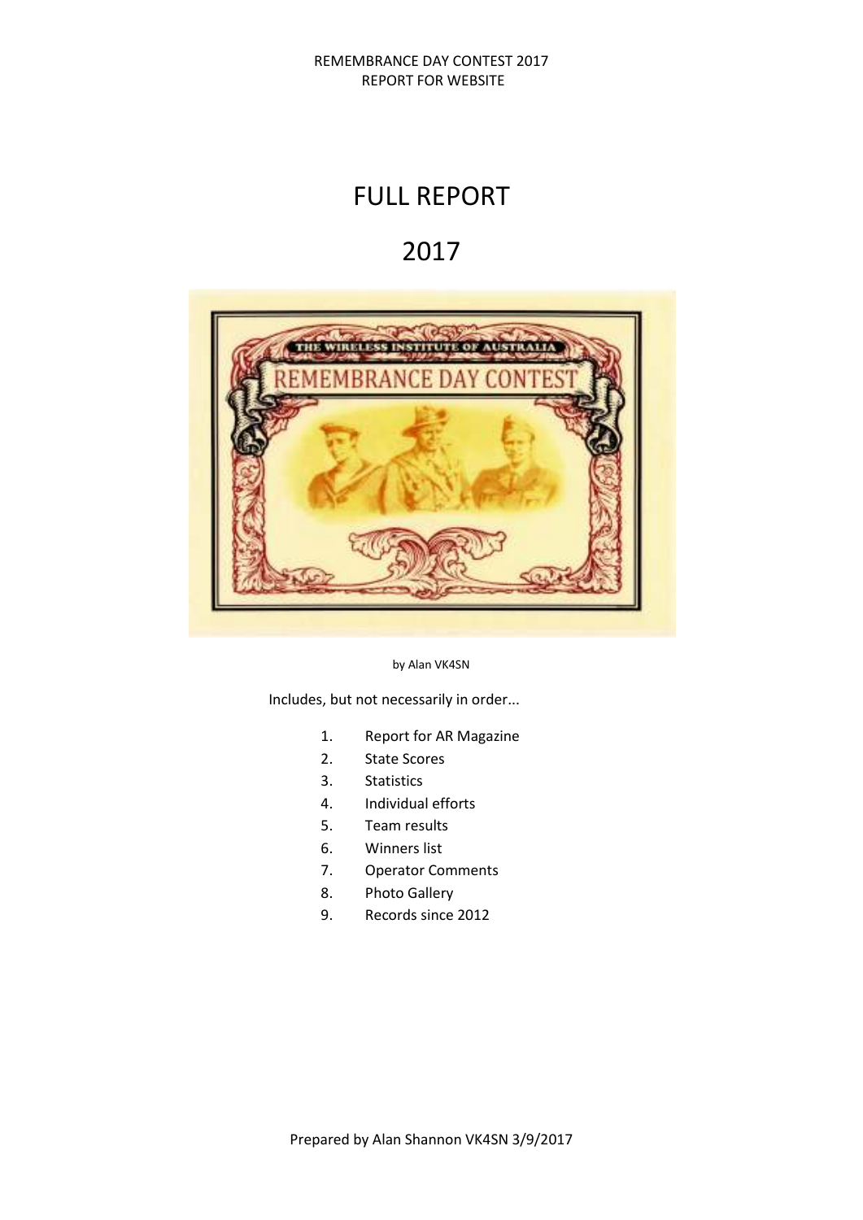REMEMBRANCE DAY CONTEST 2017
REPORT FOR WEBSITE

# FULL REPORT

# 2017

by Alan VK4SN

Includes, but not necessarily in order...

1. Report for AR Magazine
2. State Scores
3. Statistics
4. Individual efforts
5. Team results
6. Winners list
7. Operator Comments
8. Photo Gallery
9. Records since 2012

Prepared by Alan Shannon VK4SN 3/9/2017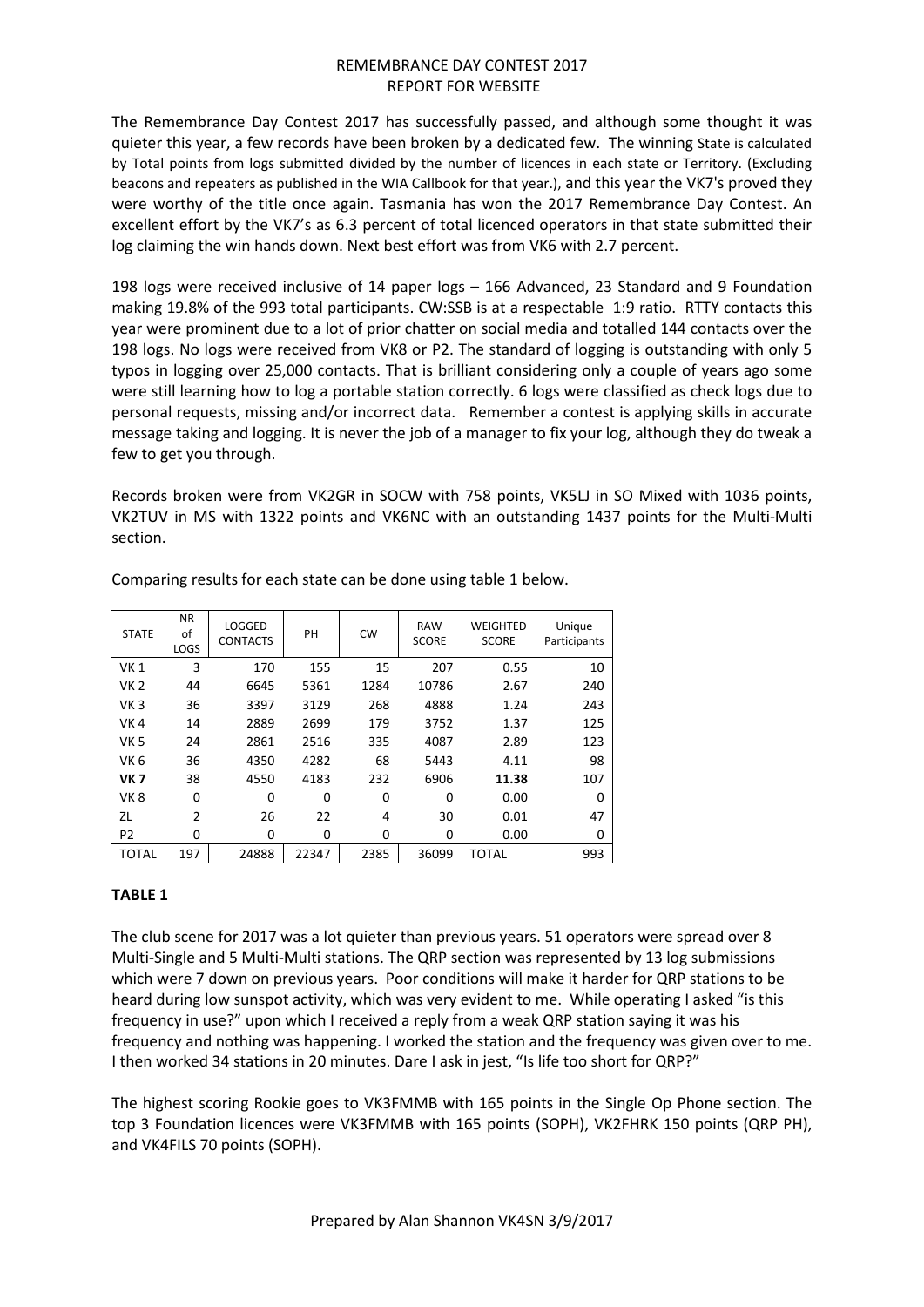REMEMBRANCE DAY CONTEST 2017
REPORT FOR WEBSITE

The Remembrance Day Contest 2017 has successfully passed, and although some thought it was quieter this year, a few records have been broken by a dedicated few. The winning State is calculated by Total points from logs submitted divided by the number of licences in each state or Territory. (Excluding beacons and repeaters as published in the WIA Callbook for that year.), and this year the VK7's proved they were worthy of the title once again. Tasmania has won the 2017 Remembrance Day Contest. An excellent effort by the VK7's as 6.3 percent of total licenced operators in that state submitted their log claiming the win hands down. Next best effort was from VK6 with 2.7 percent.

198 logs were received inclusive of 14 paper logs – 166 Advanced, 23 Standard and 9 Foundation making 19.8% of the 993 total participants. CW:SSB is at a respectable 1:9 ratio. RTTY contacts this year were prominent due to a lot of prior chatter on social media and totalled 144 contacts over the 198 logs. No logs were received from VK8 or P2. The standard of logging is outstanding with only 5 typos in logging over 25,000 contacts. That is brilliant considering only a couple of years ago some were still learning how to log a portable station correctly. 6 logs were classified as check logs due to personal requests, missing and/or incorrect data. Remember a contest is applying skills in accurate message taking and logging. It is never the job of a manager to fix your log, although they do tweak a few to get you through.

Records broken were from VK2GR in SOCW with 758 points, VK5LJ in SO Mixed with 1036 points, VK2TUV in MS with 1322 points and VK6NC with an outstanding 1437 points for the Multi-Multi section.

Comparing results for each state can be done using table 1 below.

| STATE | NR of LOGS | LOGGED CONTACTS | PH | CW | RAW SCORE | WEIGHTED SCORE | Unique Participants |
|---|---|---|---|---|---|---|---|
| VK 1 | 3 | 170 | 155 | 15 | 207 | 0.55 | 10 |
| VK 2 | 44 | 6645 | 5361 | 1284 | 10786 | 2.67 | 240 |
| VK 3 | 36 | 3397 | 3129 | 268 | 4888 | 1.24 | 243 |
| VK 4 | 14 | 2889 | 2699 | 179 | 3752 | 1.37 | 125 |
| VK 5 | 24 | 2861 | 2516 | 335 | 4087 | 2.89 | 123 |
| VK 6 | 36 | 4350 | 4282 | 68 | 5443 | 4.11 | 98 |
| **VK 7** | 38 | 4550 | 4183 | 232 | 6906 | **11.38** | 107 |
| VK 8 | 0 | 0 | 0 | 0 | 0 | 0.00 | 0 |
| ZL | 2 | 26 | 22 | 4 | 30 | 0.01 | 47 |
| P2 | 0 | 0 | 0 | 0 | 0 | 0.00 | 0 |
| TOTAL | 197 | 24888 | 22347 | 2385 | 36099 | TOTAL | 993 |

**TABLE 1**

The club scene for 2017 was a lot quieter than previous years. 51 operators were spread over 8 Multi-Single and 5 Multi-Multi stations. The QRP section was represented by 13 log submissions which were 7 down on previous years. Poor conditions will make it harder for QRP stations to be heard during low sunspot activity, which was very evident to me. While operating I asked "is this frequency in use?" upon which I received a reply from a weak QRP station saying it was his frequency and nothing was happening. I worked the station and the frequency was given over to me. I then worked 34 stations in 20 minutes. Dare I ask in jest, "Is life too short for QRP?"

The highest scoring Rookie goes to VK3FMMB with 165 points in the Single Op Phone section. The top 3 Foundation licences were VK3FMMB with 165 points (SOPH), VK2FHRK 150 points (QRP PH), and VK4FILS 70 points (SOPH).

Prepared by Alan Shannon VK4SN 3/9/2017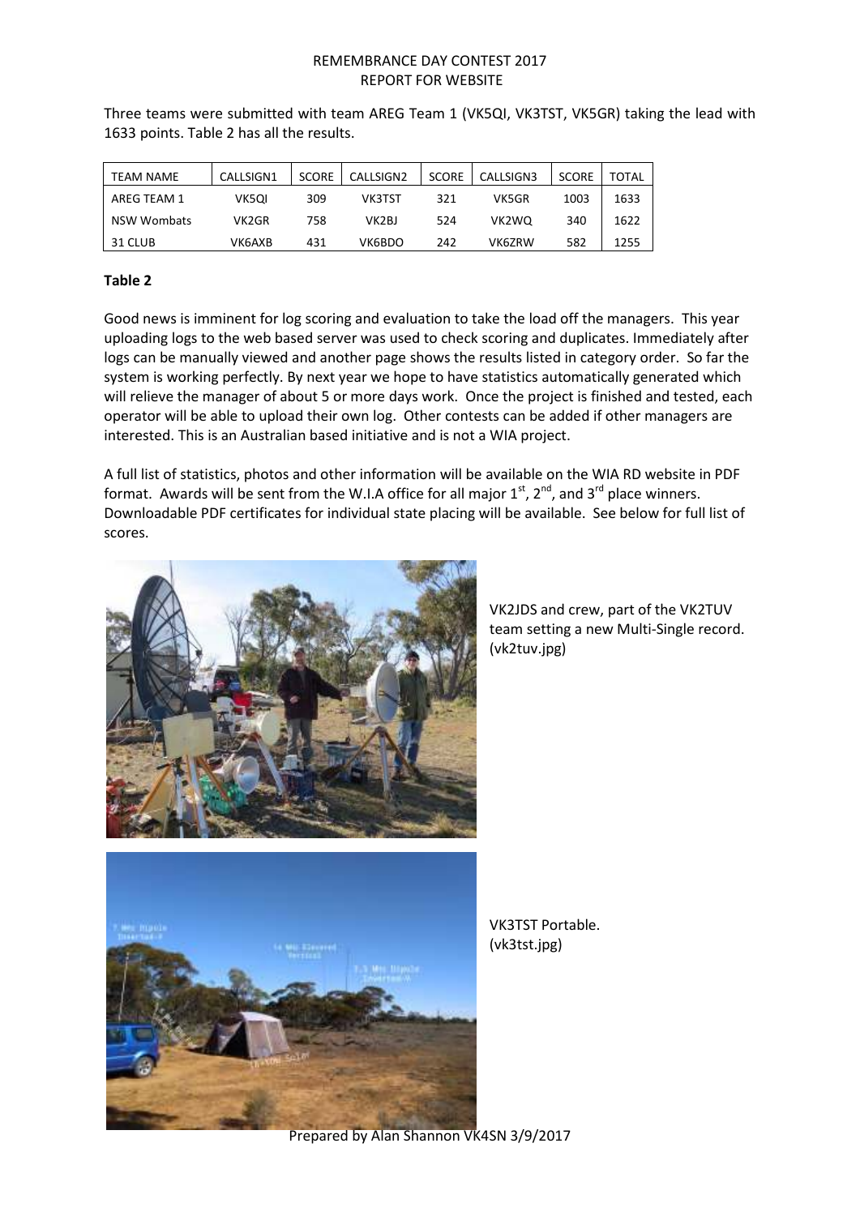REMEMBRANCE DAY CONTEST 2017
REPORT FOR WEBSITE

Three teams were submitted with team AREG Team 1 (VK5QI, VK3TST, VK5GR) taking the lead with 1633 points. Table 2 has all the results.

| TEAM NAME | CALLSIGN1 | SCORE | CALLSIGN2 | SCORE | CALLSIGN3 | SCORE | TOTAL |
|---|---|---|---|---|---|---|---|
| AREG TEAM 1 | VK5QI | 309 | VK3TST | 321 | VK5GR | 1003 | 1633 |
| NSW Wombats | VK2GR | 758 | VK2BJ | 524 | VK2WQ | 340 | 1622 |
| 31 CLUB | VK6AXB | 431 | VK6BDO | 242 | VK6ZRW | 582 | 1255 |

**Table 2**

Good news is imminent for log scoring and evaluation to take the load off the managers. This year uploading logs to the web based server was used to check scoring and duplicates. Immediately after logs can be manually viewed and another page shows the results listed in category order. So far the system is working perfectly. By next year we hope to have statistics automatically generated which will relieve the manager of about 5 or more days work. Once the project is finished and tested, each operator will be able to upload their own log. Other contests can be added if other managers are interested. This is an Australian based initiative and is not a WIA project.

A full list of statistics, photos and other information will be available on the WIA RD website in PDF format. Awards will be sent from the W.I.A office for all major 1st, 2nd, and 3rd place winners. Downloadable PDF certificates for individual state placing will be available. See below for full list of scores.

VK2JDS and crew, part of the VK2TUV team setting a new Multi-Single record. (vk2tuv.jpg)

VK3TST Portable. (vk3tst.jpg)

Prepared by Alan Shannon VK4SN 3/9/2017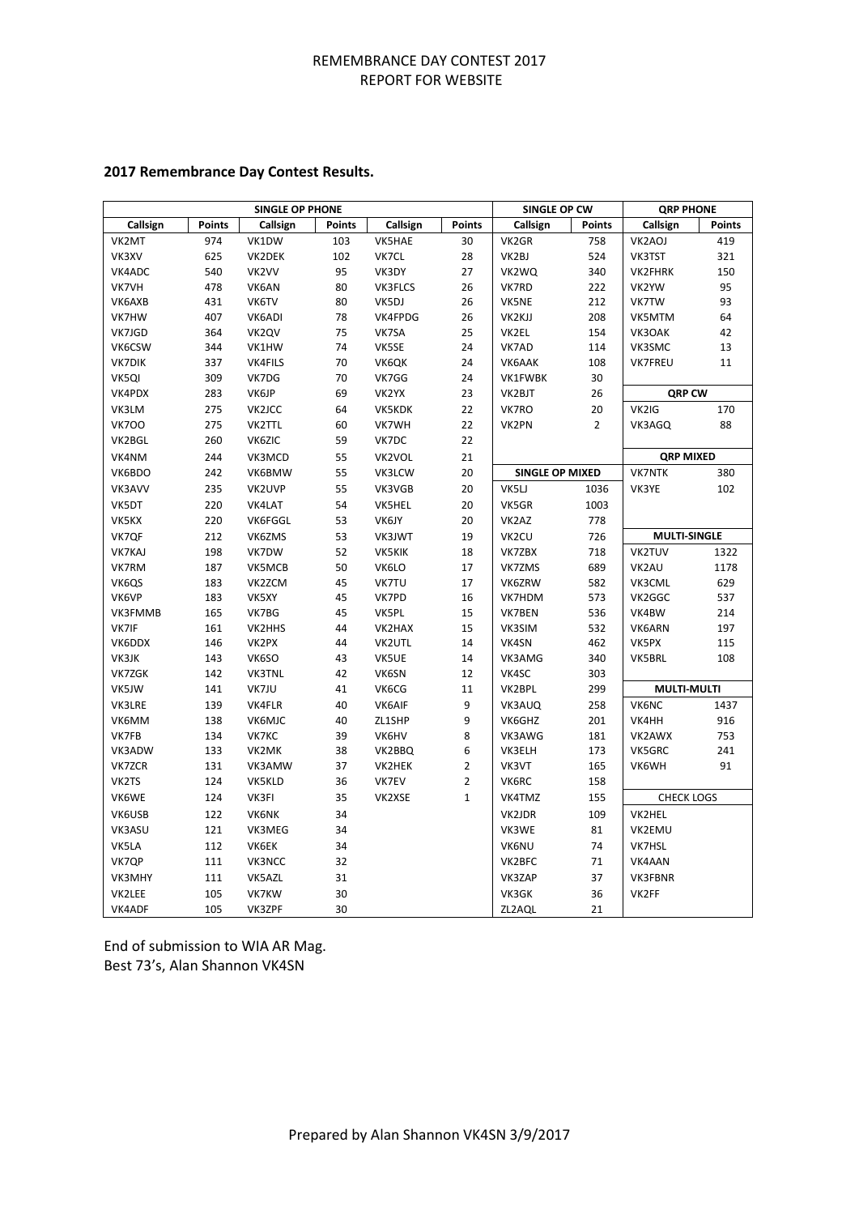REMEMBRANCE DAY CONTEST 2017
REPORT FOR WEBSITE

## 2017 Remembrance Day Contest Results.

| SINGLE OP PHONE | | | | | | SINGLE OP CW | | QRP PHONE | |
|---|---|---|---|---|---|---|---|---|---|
| Callsign | Points | Callsign | Points | Callsign | Points | Callsign | Points | Callsign | Points |
| VK2MT | 974 | VK1DW | 103 | VK5HAE | 30 | VK2GR | 758 | VK2AOJ | 419 |
| VK3XV | 625 | VK2DEK | 102 | VK7CL | 28 | VK2BJ | 524 | VK3TST | 321 |
| VK4ADC | 540 | VK2VV | 95 | VK3DY | 27 | VK2WQ | 340 | VK2FHRK | 150 |
| VK7VH | 478 | VK6AN | 80 | VK3FLCS | 26 | VK7RD | 222 | VK2YW | 95 |
| VK6AXB | 431 | VK6TV | 80 | VK5DJ | 26 | VK5NE | 212 | VK7TW | 93 |
| VK7HW | 407 | VK6ADI | 78 | VK4FPDG | 26 | VK2KJJ | 208 | VK5MTM | 64 |
| VK7JGD | 364 | VK2QV | 75 | VK7SA | 25 | VK2EL | 154 | VK3OAK | 42 |
| VK6CSW | 344 | VK1HW | 74 | VK5SE | 24 | VK7AD | 114 | VK3SMC | 13 |
| VK7DIK | 337 | VK4FILS | 70 | VK6QK | 24 | VK6AAK | 108 | VK7FREU | 11 |
| VK5QI | 309 | VK7DG | 70 | VK7GG | 24 | VK1FWBK | 30 | | |
| VK4PDX | 283 | VK6JP | 69 | VK2YX | 23 | VK2BJT | 26 | **QRP CW** | |
| VK3LM | 275 | VK2JCC | 64 | VK5KDK | 22 | VK7RO | 20 | VK2IG | 170 |
| VK7OO | 275 | VK2TTL | 60 | VK7WH | 22 | VK2PN | 2 | VK3AGQ | 88 |
| VK2BGL | 260 | VK6ZIC | 59 | VK7DC | 22 | | | | |
| VK4NM | 244 | VK3MCD | 55 | VK2VOL | 21 | | | **QRP MIXED** | |
| VK6BDO | 242 | VK6BMW | 55 | VK3LCW | 20 | **SINGLE OP MIXED** | | VK7NTK | 380 |
| VK3AVV | 235 | VK2UVP | 55 | VK3VGB | 20 | VK5LJ | 1036 | VK3YE | 102 |
| VK5DT | 220 | VK4LAT | 54 | VK5HEL | 20 | VK5GR | 1003 | | |
| VK5KX | 220 | VK6FGGL | 53 | VK6JY | 20 | VK2AZ | 778 | | |
| VK7QF | 212 | VK6ZMS | 53 | VK3JWT | 19 | VK2CU | 726 | **MULTI-SINGLE** | |
| VK7KAJ | 198 | VK7DW | 52 | VK5KIK | 18 | VK7ZBX | 718 | VK2TUV | 1322 |
| VK7RM | 187 | VK5MCB | 50 | VK6LO | 17 | VK7ZMS | 689 | VK2AU | 1178 |
| VK6QS | 183 | VK2ZCM | 45 | VK7TU | 17 | VK6ZRW | 582 | VK3CML | 629 |
| VK6VP | 183 | VK5XY | 45 | VK7PD | 16 | VK7HDM | 573 | VK2GGC | 537 |
| VK3FMMB | 165 | VK7BG | 45 | VK5PL | 15 | VK7BEN | 536 | VK4BW | 214 |
| VK7IF | 161 | VK2HHS | 44 | VK2HAX | 15 | VK3SIM | 532 | VK6ARN | 197 |
| VK6DDX | 146 | VK2PX | 44 | VK2UTL | 14 | VK4SN | 462 | VK5PX | 115 |
| VK3JK | 143 | VK6SO | 43 | VK5UE | 14 | VK3AMG | 340 | VK5BRL | 108 |
| VK7ZGK | 142 | VK3TNL | 42 | VK6SN | 12 | VK4SC | 303 | | |
| VK5JW | 141 | VK7JU | 41 | VK6CG | 11 | VK2BPL | 299 | **MULTI-MULTI** | |
| VK3LRE | 139 | VK4FLR | 40 | VK6AIF | 9 | VK3AUQ | 258 | VK6NC | 1437 |
| VK6MM | 138 | VK6MJC | 40 | ZL1SHP | 9 | VK6GHZ | 201 | VK4HH | 916 |
| VK7FB | 134 | VK7KC | 39 | VK6HV | 8 | VK3AWG | 181 | VK2AWX | 753 |
| VK3ADW | 133 | VK2MK | 38 | VK2BBQ | 6 | VK3ELH | 173 | VK5GRC | 241 |
| VK7ZCR | 131 | VK3AMW | 37 | VK2HEK | 2 | VK3VT | 165 | VK6WH | 91 |
| VK2TS | 124 | VK5KLD | 36 | VK7EV | 2 | VK6RC | 158 | | |
| VK6WE | 124 | VK3FI | 35 | VK2XSE | 1 | VK4TMZ | 155 | CHECK LOGS | |
| VK6USB | 122 | VK6NK | 34 | | | VK2JDR | 109 | VK2HEL | |
| VK3ASU | 121 | VK3MEG | 34 | | | VK3WE | 81 | VK2EMU | |
| VK5LA | 112 | VK6EK | 34 | | | VK6NU | 74 | VK7HSL | |
| VK7QP | 111 | VK3NCC | 32 | | | VK2BFC | 71 | VK4AAN | |
| VK3MHY | 111 | VK5AZL | 31 | | | VK3ZAP | 37 | VK3FBNR | |
| VK2LEE | 105 | VK7KW | 30 | | | VK3GK | 36 | VK2FF | |
| VK4ADF | 105 | VK3ZPF | 30 | | | ZL2AQL | 21 | | |

End of submission to WIA AR Mag.
Best 73's, Alan Shannon VK4SN

Prepared by Alan Shannon VK4SN 3/9/2017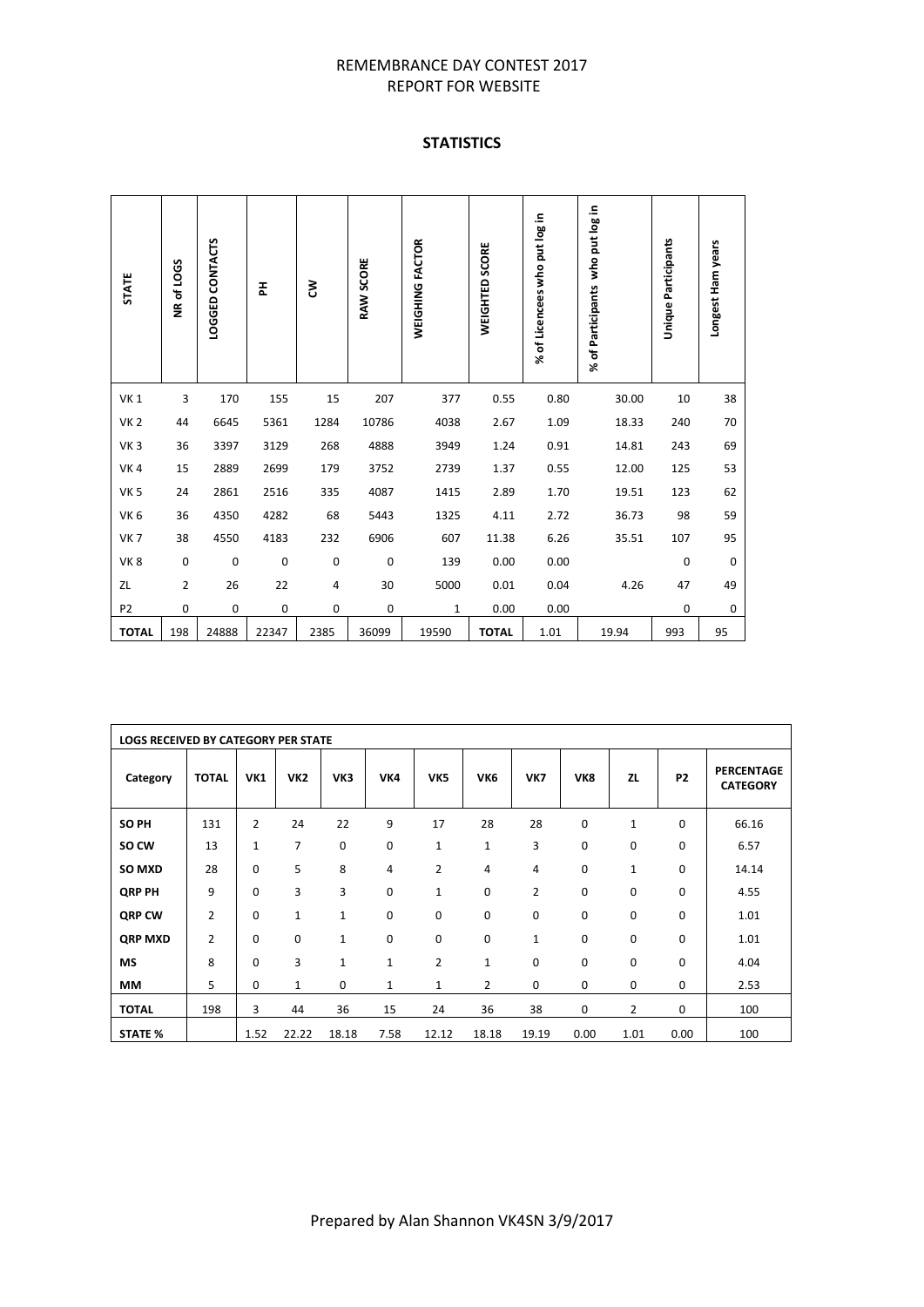REMEMBRANCE DAY CONTEST 2017
REPORT FOR WEBSITE

## STATISTICS

| STATE | NR of LOGS | LOGGED CONTACTS | PH | CW | RAW SCORE | WEIGHING FACTOR | WEIGHTED SCORE | % of Licences who put log in | % of Participants who put log in | Unique Participants | Longest Ham years |
|---|---|---|---|---|---|---|---|---|---|---|---|
| VK 1 | 3 | 170 | 155 | 15 | 207 | 377 | 0.55 | 0.80 | 30.00 | 10 | 38 |
| VK 2 | 44 | 6645 | 5361 | 1284 | 10786 | 4038 | 2.67 | 1.09 | 18.33 | 240 | 70 |
| VK 3 | 36 | 3397 | 3129 | 268 | 4888 | 3949 | 1.24 | 0.91 | 14.81 | 243 | 69 |
| VK 4 | 15 | 2889 | 2699 | 179 | 3752 | 2739 | 1.37 | 0.55 | 12.00 | 125 | 53 |
| VK 5 | 24 | 2861 | 2516 | 335 | 4087 | 1415 | 2.89 | 1.70 | 19.51 | 123 | 62 |
| VK 6 | 36 | 4350 | 4282 | 68 | 5443 | 1325 | 4.11 | 2.72 | 36.73 | 98 | 59 |
| VK 7 | 38 | 4550 | 4183 | 232 | 6906 | 607 | 11.38 | 6.26 | 35.51 | 107 | 95 |
| VK 8 | 0 | 0 | 0 | 0 | 0 | 139 | 0.00 | 0.00 | | 0 | 0 |
| ZL | 2 | 26 | 22 | 4 | 30 | 5000 | 0.01 | 0.04 | 4.26 | 47 | 49 |
| P2 | 0 | 0 | 0 | 0 | 0 | 1 | 0.00 | 0.00 | | 0 | 0 |
| **TOTAL** | 198 | 24888 | 22347 | 2385 | 36099 | 19590 | **TOTAL** | 1.01 | 19.94 | 993 | 95 |

| LOGS RECEIVED BY CATEGORY PER STATE | | | | | | | | | | | |
|---|---|---|---|---|---|---|---|---|---|---|---|
| **Category** | **TOTAL** | **VK1** | **VK2** | **VK3** | **VK4** | **VK5** | **VK6** | **VK7** | **VK8** | **ZL** | **P2** | **PERCENTAGE CATEGORY** |
| **SO PH** | 131 | 2 | 24 | 22 | 9 | 17 | 28 | 28 | 0 | 1 | 0 | 66.16 |
| **SO CW** | 13 | 1 | 7 | 0 | 0 | 1 | 1 | 3 | 0 | 0 | 0 | 6.57 |
| **SO MXD** | 28 | 0 | 5 | 8 | 4 | 2 | 4 | 4 | 0 | 1 | 0 | 14.14 |
| **QRP PH** | 9 | 0 | 3 | 3 | 0 | 1 | 0 | 2 | 0 | 0 | 0 | 4.55 |
| **QRP CW** | 2 | 0 | 1 | 1 | 0 | 0 | 0 | 0 | 0 | 0 | 0 | 1.01 |
| **QRP MXD** | 2 | 0 | 0 | 1 | 0 | 0 | 0 | 1 | 0 | 0 | 0 | 1.01 |
| **MS** | 8 | 0 | 3 | 1 | 1 | 2 | 1 | 0 | 0 | 0 | 0 | 4.04 |
| **MM** | 5 | 0 | 1 | 0 | 1 | 1 | 2 | 0 | 0 | 0 | 0 | 2.53 |
| **TOTAL** | 198 | 3 | 44 | 36 | 15 | 24 | 36 | 38 | 0 | 2 | 0 | 100 |
| **STATE %** | | 1.52 | 22.22 | 18.18 | 7.58 | 12.12 | 18.18 | 19.19 | 0.00 | 1.01 | 0.00 | 100 |

Prepared by Alan Shannon VK4SN 3/9/2017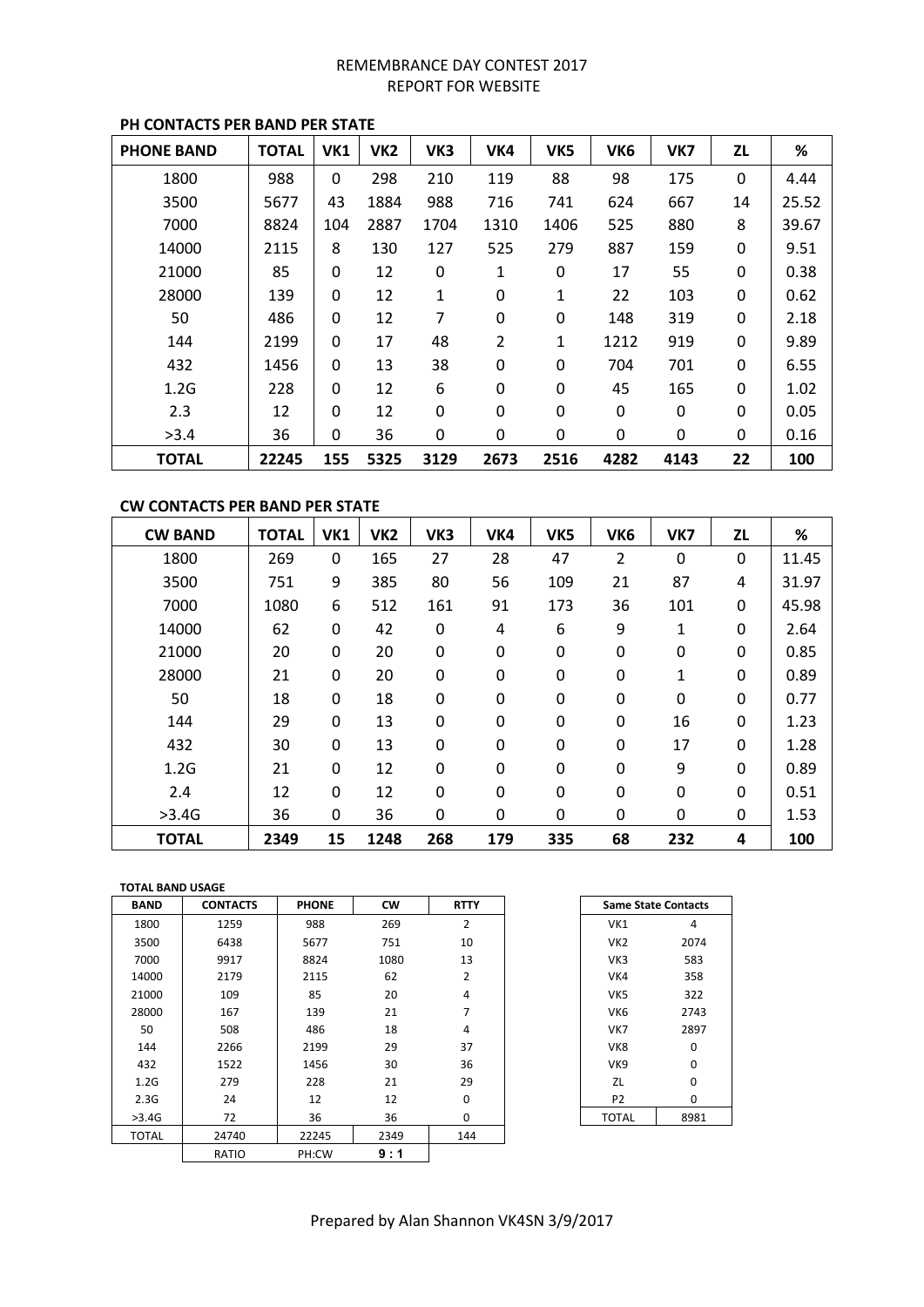# REMEMBRANCE DAY CONTEST 2017
## REPORT FOR WEBSITE

### PH CONTACTS PER BAND PER STATE

| PHONE BAND | TOTAL | VK1 | VK2 | VK3 | VK4 | VK5 | VK6 | VK7 | ZL | % |
|---|---|---|---|---|---|---|---|---|---|---|
| 1800 | 988 | 0 | 298 | 210 | 119 | 88 | 98 | 175 | 0 | 4.44 |
| 3500 | 5677 | 43 | 1884 | 988 | 716 | 741 | 624 | 667 | 14 | 25.52 |
| 7000 | 8824 | 104 | 2887 | 1704 | 1310 | 1406 | 525 | 880 | 8 | 39.67 |
| 14000 | 2115 | 8 | 130 | 127 | 525 | 279 | 887 | 159 | 0 | 9.51 |
| 21000 | 85 | 0 | 12 | 0 | 1 | 0 | 17 | 55 | 0 | 0.38 |
| 28000 | 139 | 0 | 12 | 1 | 0 | 1 | 22 | 103 | 0 | 0.62 |
| 50 | 486 | 0 | 12 | 7 | 0 | 0 | 148 | 319 | 0 | 2.18 |
| 144 | 2199 | 0 | 17 | 48 | 2 | 1 | 1212 | 919 | 0 | 9.89 |
| 432 | 1456 | 0 | 13 | 38 | 0 | 0 | 704 | 701 | 0 | 6.55 |
| 1.2G | 228 | 0 | 12 | 6 | 0 | 0 | 45 | 165 | 0 | 1.02 |
| 2.3 | 12 | 0 | 12 | 0 | 0 | 0 | 0 | 0 | 0 | 0.05 |
| >3.4 | 36 | 0 | 36 | 0 | 0 | 0 | 0 | 0 | 0 | 0.16 |
| **TOTAL** | **22245** | **155** | **5325** | **3129** | **2673** | **2516** | **4282** | **4143** | **22** | **100** |

### CW CONTACTS PER BAND PER STATE

| CW BAND | TOTAL | VK1 | VK2 | VK3 | VK4 | VK5 | VK6 | VK7 | ZL | % |
|---|---|---|---|---|---|---|---|---|---|---|
| 1800 | 269 | 0 | 165 | 27 | 28 | 47 | 2 | 0 | 0 | 11.45 |
| 3500 | 751 | 9 | 385 | 80 | 56 | 109 | 21 | 87 | 4 | 31.97 |
| 7000 | 1080 | 6 | 512 | 161 | 91 | 173 | 36 | 101 | 0 | 45.98 |
| 14000 | 62 | 0 | 42 | 0 | 4 | 6 | 9 | 1 | 0 | 2.64 |
| 21000 | 20 | 0 | 20 | 0 | 0 | 0 | 0 | 0 | 0 | 0.85 |
| 28000 | 21 | 0 | 20 | 0 | 0 | 0 | 0 | 1 | 0 | 0.89 |
| 50 | 18 | 0 | 18 | 0 | 0 | 0 | 0 | 0 | 0 | 0.77 |
| 144 | 29 | 0 | 13 | 0 | 0 | 0 | 0 | 16 | 0 | 1.23 |
| 432 | 30 | 0 | 13 | 0 | 0 | 0 | 0 | 17 | 0 | 1.28 |
| 1.2G | 21 | 0 | 12 | 0 | 0 | 0 | 0 | 9 | 0 | 0.89 |
| 2.4 | 12 | 0 | 12 | 0 | 0 | 0 | 0 | 0 | 0 | 0.51 |
| >3.4G | 36 | 0 | 36 | 0 | 0 | 0 | 0 | 0 | 0 | 1.53 |
| **TOTAL** | **2349** | **15** | **1248** | **268** | **179** | **335** | **68** | **232** | **4** | **100** |

### TOTAL BAND USAGE

| BAND | CONTACTS | PHONE | CW | RTTY |
|---|---|---|---|---|
| 1800 | 1259 | 988 | 269 | 2 |
| 3500 | 6438 | 5677 | 751 | 10 |
| 7000 | 9917 | 8824 | 1080 | 13 |
| 14000 | 2179 | 2115 | 62 | 2 |
| 21000 | 109 | 85 | 20 | 4 |
| 28000 | 167 | 139 | 21 | 7 |
| 50 | 508 | 486 | 18 | 4 |
| 144 | 2266 | 2199 | 29 | 37 |
| 432 | 1522 | 1456 | 30 | 36 |
| 1.2G | 279 | 228 | 21 | 29 |
| 2.3G | 24 | 12 | 12 | 0 |
| >3.4G | 72 | 36 | 36 | 0 |
| TOTAL | 24740 | 22245 | 2349 | 144 |
| | RATIO | PH:CW | **9 : 1** | |

| Same State Contacts | |
|---|---|
| VK1 | 4 |
| VK2 | 2074 |
| VK3 | 583 |
| VK4 | 358 |
| VK5 | 322 |
| VK6 | 2743 |
| VK7 | 2897 |
| VK8 | 0 |
| VK9 | 0 |
| ZL | 0 |
| P2 | 0 |
| TOTAL | 8981 |

Prepared by Alan Shannon VK4SN 3/9/2017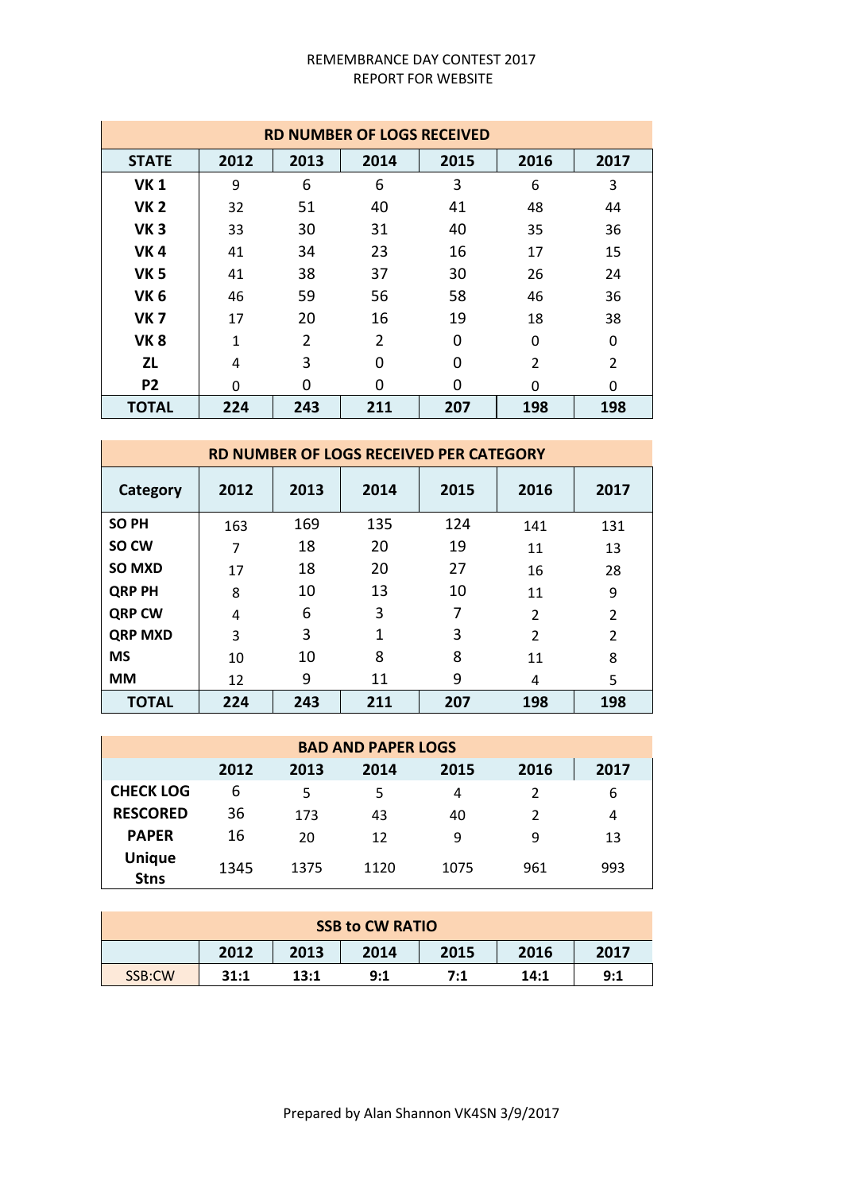REMEMBRANCE DAY CONTEST 2017
REPORT FOR WEBSITE

| RD NUMBER OF LOGS RECEIVED | | | | | | |
|---|---|---|---|---|---|---|
| **STATE** | **2012** | **2013** | **2014** | **2015** | **2016** | **2017** |
| **VK 1** | 9 | 6 | 6 | 3 | 6 | 3 |
| **VK 2** | 32 | 51 | 40 | 41 | 48 | 44 |
| **VK 3** | 33 | 30 | 31 | 40 | 35 | 36 |
| **VK 4** | 41 | 34 | 23 | 16 | 17 | 15 |
| **VK 5** | 41 | 38 | 37 | 30 | 26 | 24 |
| **VK 6** | 46 | 59 | 56 | 58 | 46 | 36 |
| **VK 7** | 17 | 20 | 16 | 19 | 18 | 38 |
| **VK 8** | 1 | 2 | 2 | 0 | 0 | 0 |
| **ZL** | 4 | 3 | 0 | 0 | 2 | 2 |
| **P2** | 0 | 0 | 0 | 0 | 0 | 0 |
| **TOTAL** | **224** | **243** | **211** | **207** | **198** | **198** |

| RD NUMBER OF LOGS RECEIVED PER CATEGORY | | | | | | |
|---|---|---|---|---|---|---|
| **Category** | **2012** | **2013** | **2014** | **2015** | **2016** | **2017** |
| **SO PH** | 163 | 169 | 135 | 124 | 141 | 131 |
| **SO CW** | 7 | 18 | 20 | 19 | 11 | 13 |
| **SO MXD** | 17 | 18 | 20 | 27 | 16 | 28 |
| **QRP PH** | 8 | 10 | 13 | 10 | 11 | 9 |
| **QRP CW** | 4 | 6 | 3 | 7 | 2 | 2 |
| **QRP MXD** | 3 | 3 | 1 | 3 | 2 | 2 |
| **MS** | 10 | 10 | 8 | 8 | 11 | 8 |
| **MM** | 12 | 9 | 11 | 9 | 4 | 5 |
| **TOTAL** | **224** | **243** | **211** | **207** | **198** | **198** |

| BAD AND PAPER LOGS | | | | | | |
|---|---|---|---|---|---|---|
| | **2012** | **2013** | **2014** | **2015** | **2016** | **2017** |
| **CHECK LOG** | 6 | 5 | 5 | 4 | 2 | 6 |
| **RESCORED** | 36 | 173 | 43 | 40 | 2 | 4 |
| **PAPER** | 16 | 20 | 12 | 9 | 9 | 13 |
| **Unique Stns** | 1345 | 1375 | 1120 | 1075 | 961 | 993 |

| SSB to CW RATIO | | | | | | |
|---|---|---|---|---|---|---|
| | **2012** | **2013** | **2014** | **2015** | **2016** | **2017** |
| SSB:CW | **31:1** | **13:1** | **9:1** | **7:1** | **14:1** | **9:1** |

Prepared by Alan Shannon VK4SN 3/9/2017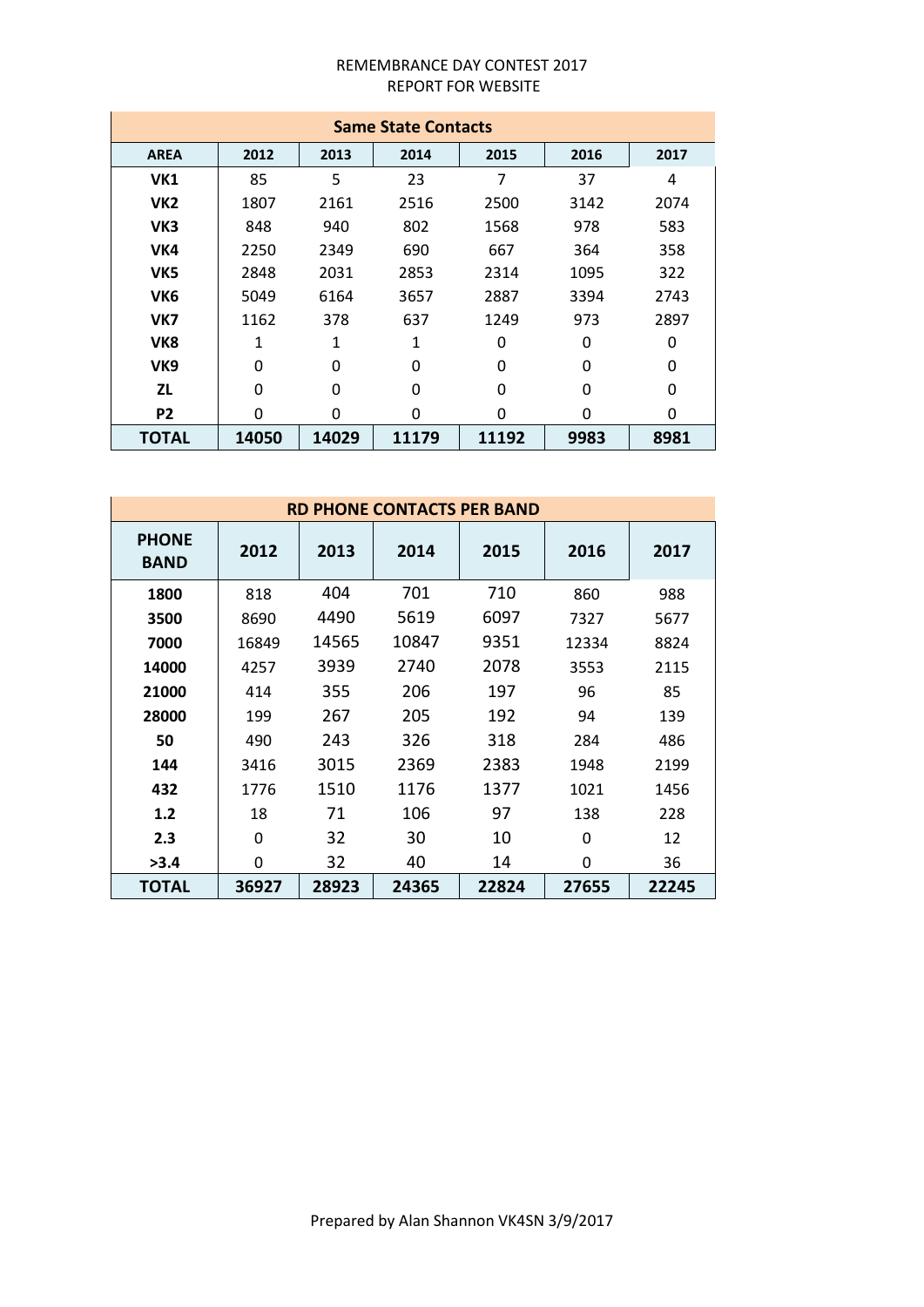REMEMBRANCE DAY CONTEST 2017
REPORT FOR WEBSITE

| Same State Contacts | | | | | | |
|---|---|---|---|---|---|---|
| **AREA** | **2012** | **2013** | **2014** | **2015** | **2016** | **2017** |
| **VK1** | 85 | 5 | 23 | 7 | 37 | 4 |
| **VK2** | 1807 | 2161 | 2516 | 2500 | 3142 | 2074 |
| **VK3** | 848 | 940 | 802 | 1568 | 978 | 583 |
| **VK4** | 2250 | 2349 | 690 | 667 | 364 | 358 |
| **VK5** | 2848 | 2031 | 2853 | 2314 | 1095 | 322 |
| **VK6** | 5049 | 6164 | 3657 | 2887 | 3394 | 2743 |
| **VK7** | 1162 | 378 | 637 | 1249 | 973 | 2897 |
| **VK8** | 1 | 1 | 1 | 0 | 0 | 0 |
| **VK9** | 0 | 0 | 0 | 0 | 0 | 0 |
| **ZL** | 0 | 0 | 0 | 0 | 0 | 0 |
| **P2** | 0 | 0 | 0 | 0 | 0 | 0 |
| **TOTAL** | **14050** | **14029** | **11179** | **11192** | **9983** | **8981** |

| RD PHONE CONTACTS PER BAND | | | | | | |
|---|---|---|---|---|---|---|
| **PHONE BAND** | **2012** | **2013** | **2014** | **2015** | **2016** | **2017** |
| **1800** | 818 | 404 | 701 | 710 | 860 | 988 |
| **3500** | 8690 | 4490 | 5619 | 6097 | 7327 | 5677 |
| **7000** | 16849 | 14565 | 10847 | 9351 | 12334 | 8824 |
| **14000** | 4257 | 3939 | 2740 | 2078 | 3553 | 2115 |
| **21000** | 414 | 355 | 206 | 197 | 96 | 85 |
| **28000** | 199 | 267 | 205 | 192 | 94 | 139 |
| **50** | 490 | 243 | 326 | 318 | 284 | 486 |
| **144** | 3416 | 3015 | 2369 | 2383 | 1948 | 2199 |
| **432** | 1776 | 1510 | 1176 | 1377 | 1021 | 1456 |
| **1.2** | 18 | 71 | 106 | 97 | 138 | 228 |
| **2.3** | 0 | 32 | 30 | 10 | 0 | 12 |
| **>3.4** | 0 | 32 | 40 | 14 | 0 | 36 |
| **TOTAL** | **36927** | **28923** | **24365** | **22824** | **27655** | **22245** |

Prepared by Alan Shannon VK4SN 3/9/2017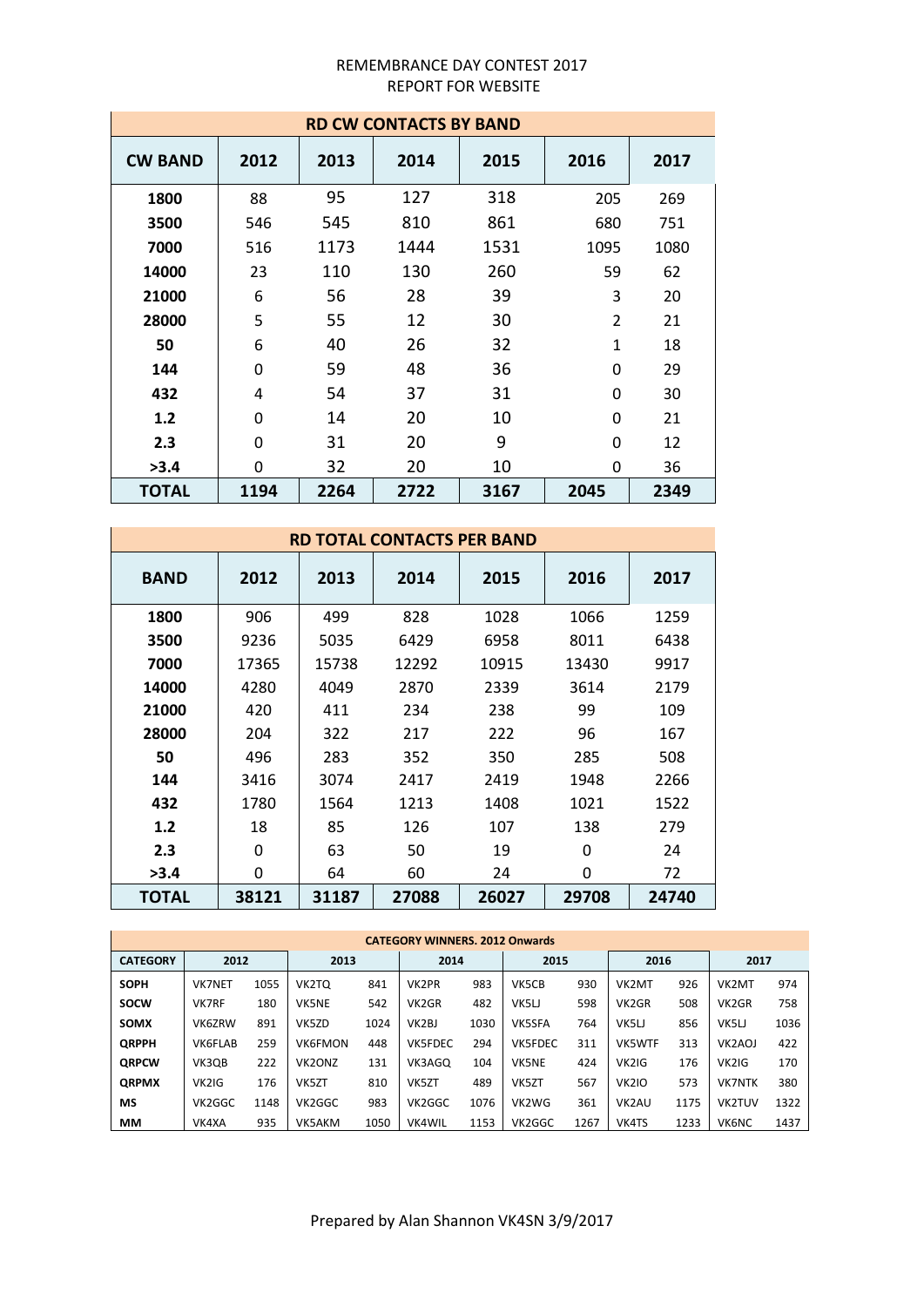REMEMBRANCE DAY CONTEST 2017
REPORT FOR WEBSITE

| RD CW CONTACTS BY BAND | | | | | | |
|---|---|---|---|---|---|---|
| **CW BAND** | **2012** | **2013** | **2014** | **2015** | **2016** | **2017** |
| **1800** | 88 | 95 | 127 | 318 | 205 | 269 |
| **3500** | 546 | 545 | 810 | 861 | 680 | 751 |
| **7000** | 516 | 1173 | 1444 | 1531 | 1095 | 1080 |
| **14000** | 23 | 110 | 130 | 260 | 59 | 62 |
| **21000** | 6 | 56 | 28 | 39 | 3 | 20 |
| **28000** | 5 | 55 | 12 | 30 | 2 | 21 |
| **50** | 6 | 40 | 26 | 32 | 1 | 18 |
| **144** | 0 | 59 | 48 | 36 | 0 | 29 |
| **432** | 4 | 54 | 37 | 31 | 0 | 30 |
| **1.2** | 0 | 14 | 20 | 10 | 0 | 21 |
| **2.3** | 0 | 31 | 20 | 9 | 0 | 12 |
| **>3.4** | 0 | 32 | 20 | 10 | 0 | 36 |
| **TOTAL** | **1194** | **2264** | **2722** | **3167** | **2045** | **2349** |

| RD TOTAL CONTACTS PER BAND | | | | | | |
|---|---|---|---|---|---|---|
| **BAND** | **2012** | **2013** | **2014** | **2015** | **2016** | **2017** |
| **1800** | 906 | 499 | 828 | 1028 | 1066 | 1259 |
| **3500** | 9236 | 5035 | 6429 | 6958 | 8011 | 6438 |
| **7000** | 17365 | 15738 | 12292 | 10915 | 13430 | 9917 |
| **14000** | 4280 | 4049 | 2870 | 2339 | 3614 | 2179 |
| **21000** | 420 | 411 | 234 | 238 | 99 | 109 |
| **28000** | 204 | 322 | 217 | 222 | 96 | 167 |
| **50** | 496 | 283 | 352 | 350 | 285 | 508 |
| **144** | 3416 | 3074 | 2417 | 2419 | 1948 | 2266 |
| **432** | 1780 | 1564 | 1213 | 1408 | 1021 | 1522 |
| **1.2** | 18 | 85 | 126 | 107 | 138 | 279 |
| **2.3** | 0 | 63 | 50 | 19 | 0 | 24 |
| **>3.4** | 0 | 64 | 60 | 24 | 0 | 72 |
| **TOTAL** | **38121** | **31187** | **27088** | **26027** | **29708** | **24740** |

| CATEGORY WINNERS. 2012 Onwards | | | | | | | | | | | | |
|---|---|---|---|---|---|---|---|---|---|---|---|---|
| **CATEGORY** | **2012** | | **2013** | | **2014** | | **2015** | | **2016** | | **2017** | |
| **SOPH** | VK7NET | 1055 | VK2TQ | 841 | VK2PR | 983 | VK5CB | 930 | VK2MT | 926 | VK2MT | 974 |
| **SOCW** | VK7RF | 180 | VK5NE | 542 | VK2GR | 482 | VK5LJ | 598 | VK2GR | 508 | VK2GR | 758 |
| **SOMX** | VK6ZRW | 891 | VK5ZD | 1024 | VK2BJ | 1030 | VK5SFA | 764 | VK5LJ | 856 | VK5LJ | 1036 |
| **QRPPH** | VK6FLAB | 259 | VK6FMON | 448 | VK5FDEC | 294 | VK5FDEC | 311 | VK5WTF | 313 | VK2AOJ | 422 |
| **QRPCW** | VK3QB | 222 | VK2ONZ | 131 | VK3AGQ | 104 | VK5NE | 424 | VK2IG | 176 | VK2IG | 170 |
| **QRPMX** | VK2IG | 176 | VK5ZT | 810 | VK5ZT | 489 | VK5ZT | 567 | VK2IO | 573 | VK7NTK | 380 |
| **MS** | VK2GGC | 1148 | VK2GGC | 983 | VK2GGC | 1076 | VK2WG | 361 | VK2AU | 1175 | VK2TUV | 1322 |
| **MM** | VK4XA | 935 | VK5AKM | 1050 | VK4WIL | 1153 | VK2GGC | 1267 | VK4TS | 1233 | VK6NC | 1437 |

Prepared by Alan Shannon VK4SN 3/9/2017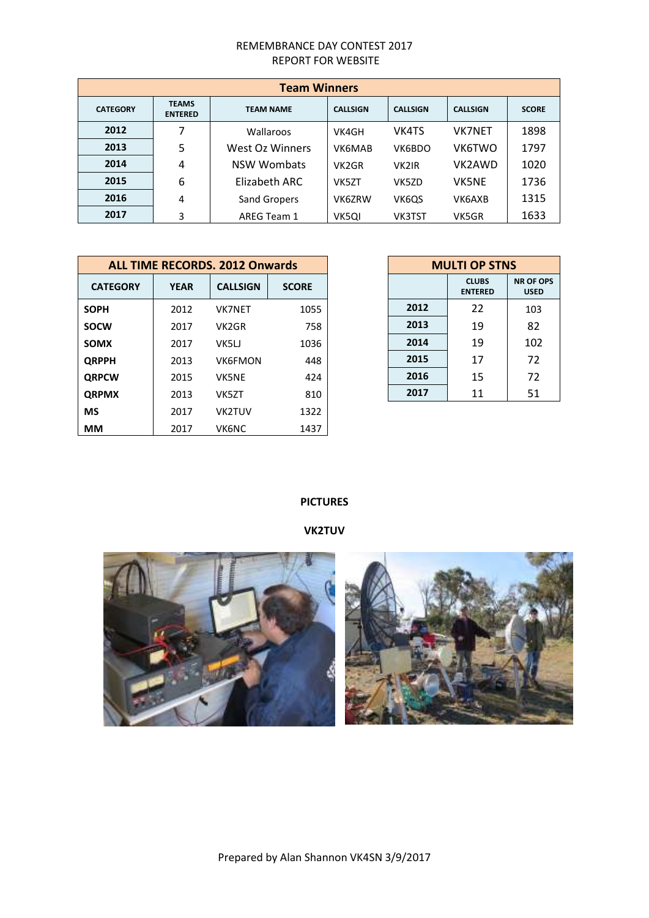REMEMBRANCE DAY CONTEST 2017

REPORT FOR WEBSITE

| Team Winners | | | | | | |
|---|---|---|---|---|---|---|
| CATEGORY | TEAMS ENTERED | TEAM NAME | CALLSIGN | CALLSIGN | CALLSIGN | SCORE |
| 2012 | 7 | Wallaroos | VK4GH | VK4TS | VK7NET | 1898 |
| 2013 | 5 | West Oz Winners | VK6MAB | VK6BDO | VK6TWO | 1797 |
| 2014 | 4 | NSW Wombats | VK2GR | VK2IR | VK2AWD | 1020 |
| 2015 | 6 | Elizabeth ARC | VK5ZT | VK5ZD | VK5NE | 1736 |
| 2016 | 4 | Sand Gropers | VK6ZRW | VK6QS | VK6AXB | 1315 |
| 2017 | 3 | AREG Team 1 | VK5QI | VK3TST | VK5GR | 1633 |

| ALL TIME RECORDS. 2012 Onwards | | | |
|---|---|---|---|
| CATEGORY | YEAR | CALLSIGN | SCORE |
| SOPH | 2012 | VK7NET | 1055 |
| SOCW | 2017 | VK2GR | 758 |
| SOMX | 2017 | VK5LJ | 1036 |
| QRPPH | 2013 | VK6FMON | 448 |
| QRPCW | 2015 | VK5NE | 424 |
| QRPMX | 2013 | VK5ZT | 810 |
| MS | 2017 | VK2TUV | 1322 |
| MM | 2017 | VK6NC | 1437 |

| MULTI OP STNS | | |
|---|---|---|
| | CLUBS ENTERED | NR OF OPS USED |
| 2012 | 22 | 103 |
| 2013 | 19 | 82 |
| 2014 | 19 | 102 |
| 2015 | 17 | 72 |
| 2016 | 15 | 72 |
| 2017 | 11 | 51 |

**PICTURES**

**VK2TUV**

Prepared by Alan Shannon VK4SN 3/9/2017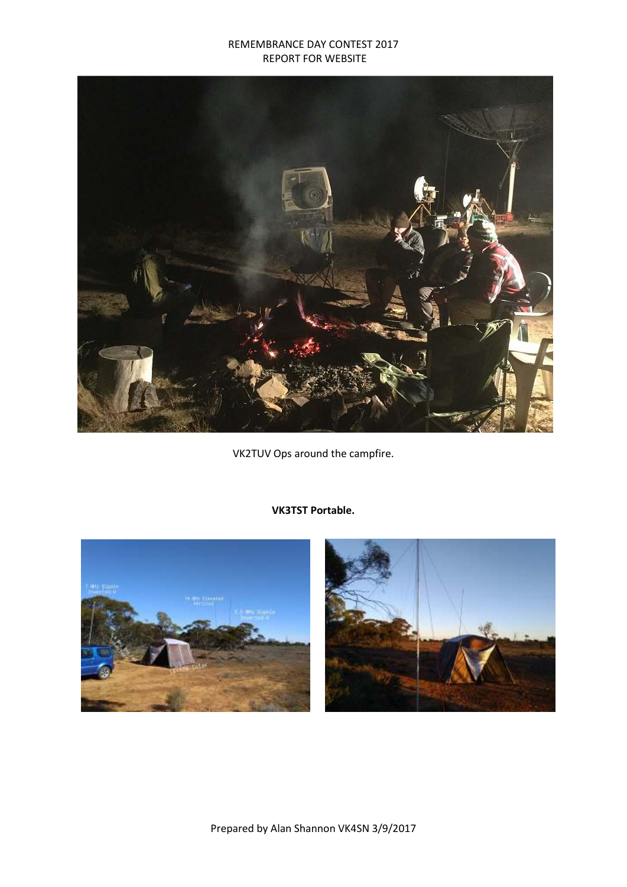VK2TUV Ops around the campfire.

**VK3TST Portable.**

Prepared by Alan Shannon VK4SN 3/9/2017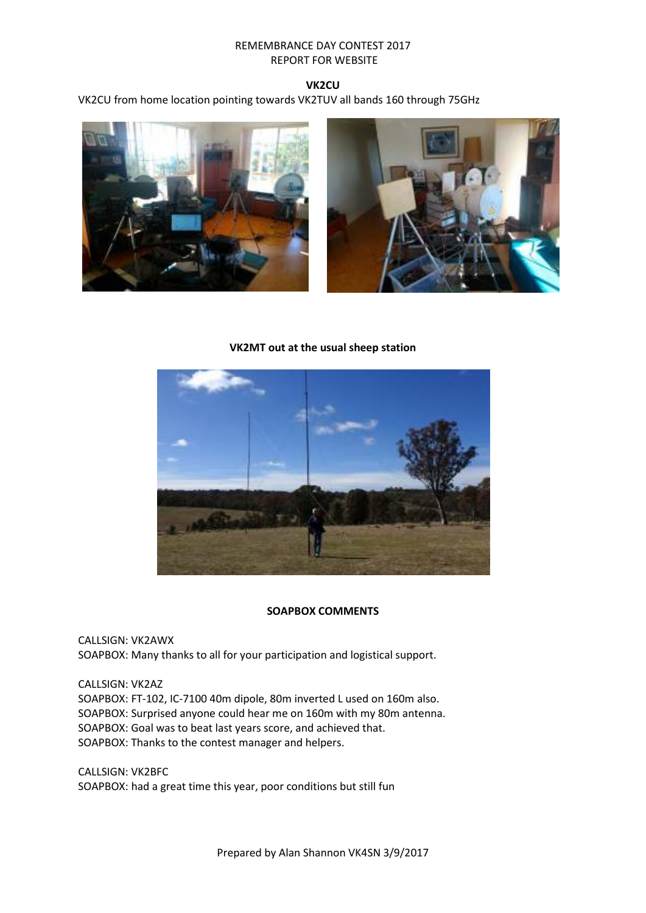REMEMBRANCE DAY CONTEST 2017
REPORT FOR WEBSITE

**VK2CU**

VK2CU from home location pointing towards VK2TUV all bands 160 through 75GHz

**VK2MT out at the usual sheep station**

**SOAPBOX COMMENTS**

CALLSIGN: VK2AWX
SOAPBOX: Many thanks to all for your participation and logistical support.

CALLSIGN: VK2AZ
SOAPBOX: FT-102, IC-7100 40m dipole, 80m inverted L used on 160m also.
SOAPBOX: Surprised anyone could hear me on 160m with my 80m antenna.
SOAPBOX: Goal was to beat last years score, and achieved that.
SOAPBOX: Thanks to the contest manager and helpers.

CALLSIGN: VK2BFC
SOAPBOX: had a great time this year, poor conditions but still fun

Prepared by Alan Shannon VK4SN 3/9/2017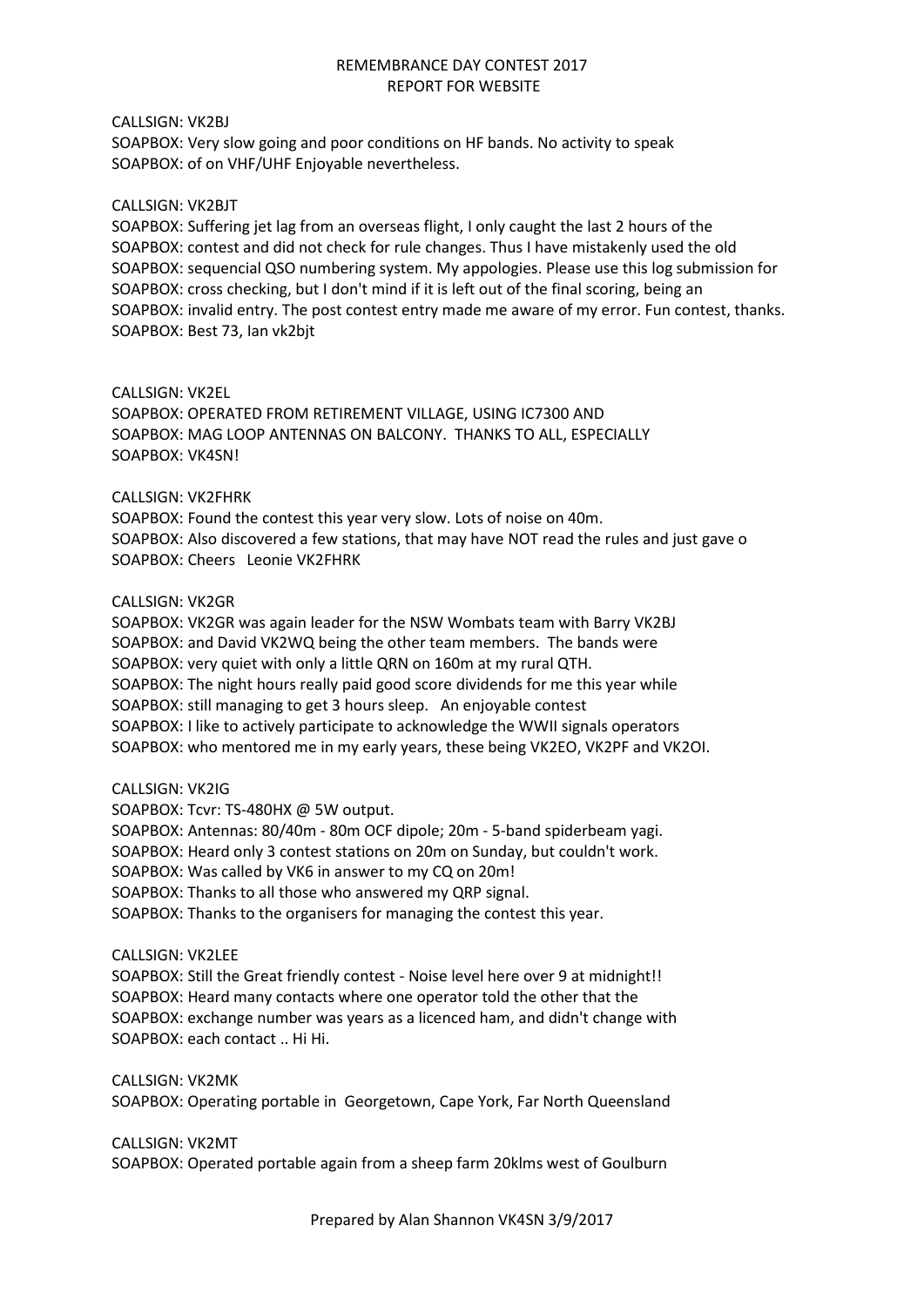REMEMBRANCE DAY CONTEST 2017
REPORT FOR WEBSITE

CALLSIGN: VK2BJ
SOAPBOX: Very slow going and poor conditions on HF bands. No activity to speak
SOAPBOX: of on VHF/UHF Enjoyable nevertheless.

CALLSIGN: VK2BJT
SOAPBOX: Suffering jet lag from an overseas flight, I only caught the last 2 hours of the
SOAPBOX: contest and did not check for rule changes. Thus I have mistakenly used the old
SOAPBOX: sequencial QSO numbering system. My appologies. Please use this log submission for
SOAPBOX: cross checking, but I don't mind if it is left out of the final scoring, being an
SOAPBOX: invalid entry. The post contest entry made me aware of my error. Fun contest, thanks.
SOAPBOX: Best 73, Ian vk2bjt

CALLSIGN: VK2EL
SOAPBOX: OPERATED FROM RETIREMENT VILLAGE, USING IC7300 AND
SOAPBOX: MAG LOOP ANTENNAS ON BALCONY. THANKS TO ALL, ESPECIALLY
SOAPBOX: VK4SN!

CALLSIGN: VK2FHRK
SOAPBOX: Found the contest this year very slow. Lots of noise on 40m.
SOAPBOX: Also discovered a few stations, that may have NOT read the rules and just gave o
SOAPBOX: Cheers Leonie VK2FHRK

CALLSIGN: VK2GR
SOAPBOX: VK2GR was again leader for the NSW Wombats team with Barry VK2BJ
SOAPBOX: and David VK2WQ being the other team members. The bands were
SOAPBOX: very quiet with only a little QRN on 160m at my rural QTH.
SOAPBOX: The night hours really paid good score dividends for me this year while
SOAPBOX: still managing to get 3 hours sleep. An enjoyable contest
SOAPBOX: I like to actively participate to acknowledge the WWII signals operators
SOAPBOX: who mentored me in my early years, these being VK2EO, VK2PF and VK2OI.

CALLSIGN: VK2IG
SOAPBOX: Tcvr: TS-480HX @ 5W output.
SOAPBOX: Antennas: 80/40m - 80m OCF dipole; 20m - 5-band spiderbeam yagi.
SOAPBOX: Heard only 3 contest stations on 20m on Sunday, but couldn't work.
SOAPBOX: Was called by VK6 in answer to my CQ on 20m!
SOAPBOX: Thanks to all those who answered my QRP signal.
SOAPBOX: Thanks to the organisers for managing the contest this year.

CALLSIGN: VK2LEE
SOAPBOX: Still the Great friendly contest - Noise level here over 9 at midnight!!
SOAPBOX: Heard many contacts where one operator told the other that the
SOAPBOX: exchange number was years as a licenced ham, and didn't change with
SOAPBOX: each contact .. Hi Hi.

CALLSIGN: VK2MK
SOAPBOX: Operating portable in Georgetown, Cape York, Far North Queensland

CALLSIGN: VK2MT
SOAPBOX: Operated portable again from a sheep farm 20klms west of Goulburn

Prepared by Alan Shannon VK4SN 3/9/2017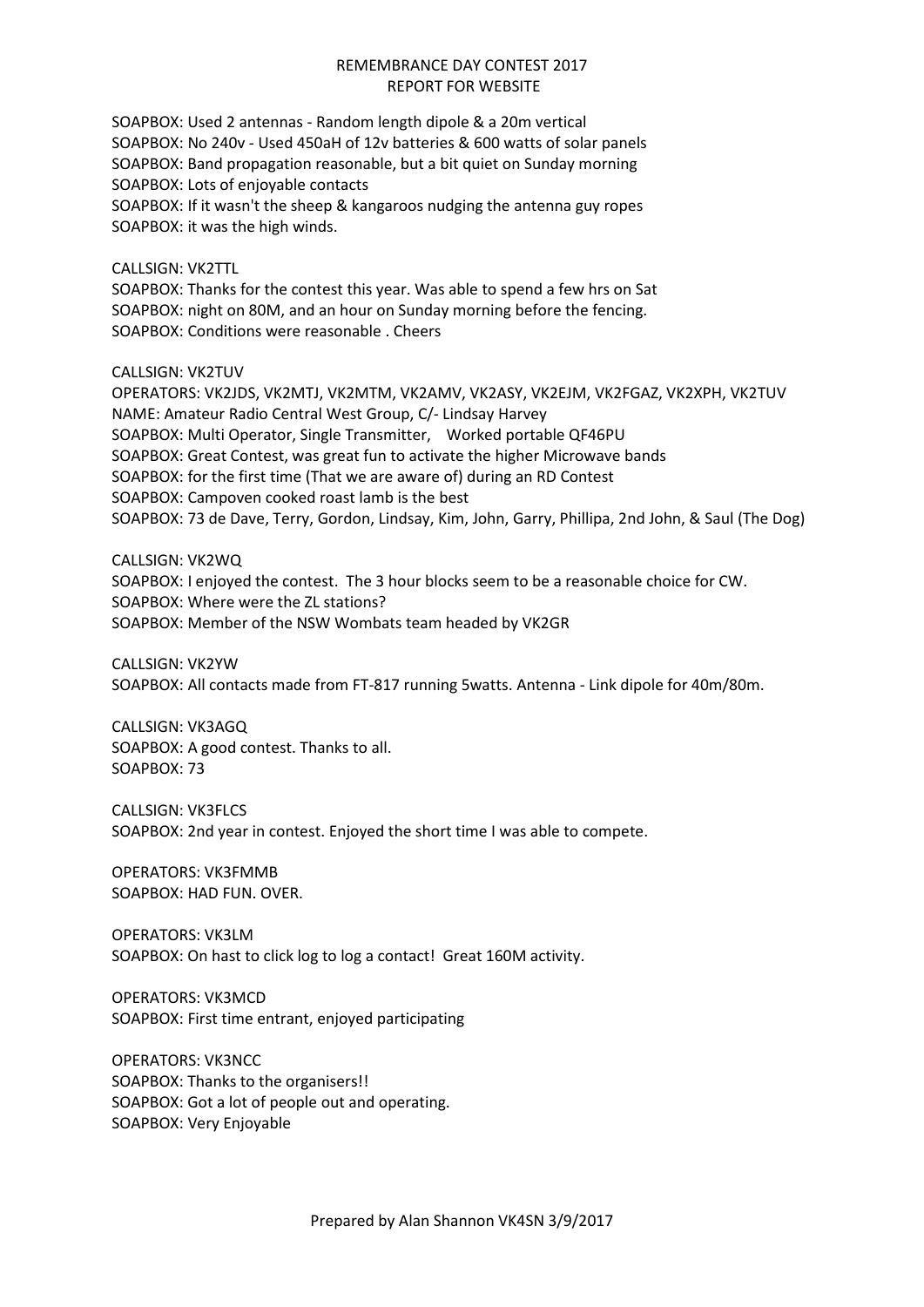REMEMBRANCE DAY CONTEST 2017
REPORT FOR WEBSITE

SOAPBOX: Used 2 antennas - Random length dipole & a 20m vertical
SOAPBOX: No 240v - Used 450aH of 12v batteries & 600 watts of solar panels
SOAPBOX: Band propagation reasonable, but a bit quiet on Sunday morning
SOAPBOX: Lots of enjoyable contacts
SOAPBOX: If it wasn't the sheep & kangaroos nudging the antenna guy ropes
SOAPBOX: it was the high winds.

CALLSIGN: VK2TTL
SOAPBOX: Thanks for the contest this year. Was able to spend a few hrs on Sat
SOAPBOX: night on 80M, and an hour on Sunday morning before the fencing.
SOAPBOX: Conditions were reasonable . Cheers

CALLSIGN: VK2TUV
OPERATORS: VK2JDS, VK2MTJ, VK2MTM, VK2AMV, VK2ASY, VK2EJM, VK2FGAZ, VK2XPH, VK2TUV
NAME: Amateur Radio Central West Group, C/- Lindsay Harvey
SOAPBOX: Multi Operator, Single Transmitter, Worked portable QF46PU
SOAPBOX: Great Contest, was great fun to activate the higher Microwave bands
SOAPBOX: for the first time (That we are aware of) during an RD Contest
SOAPBOX: Campoven cooked roast lamb is the best
SOAPBOX: 73 de Dave, Terry, Gordon, Lindsay, Kim, John, Garry, Phillipa, 2nd John, & Saul (The Dog)

CALLSIGN: VK2WQ
SOAPBOX: I enjoyed the contest. The 3 hour blocks seem to be a reasonable choice for CW.
SOAPBOX: Where were the ZL stations?
SOAPBOX: Member of the NSW Wombats team headed by VK2GR

CALLSIGN: VK2YW
SOAPBOX: All contacts made from FT-817 running 5watts. Antenna - Link dipole for 40m/80m.

CALLSIGN: VK3AGQ
SOAPBOX: A good contest. Thanks to all.
SOAPBOX: 73

CALLSIGN: VK3FLCS
SOAPBOX: 2nd year in contest. Enjoyed the short time I was able to compete.

OPERATORS: VK3FMMB
SOAPBOX: HAD FUN. OVER.

OPERATORS: VK3LM
SOAPBOX: On hast to click log to log a contact! Great 160M activity.

OPERATORS: VK3MCD
SOAPBOX: First time entrant, enjoyed participating

OPERATORS: VK3NCC
SOAPBOX: Thanks to the organisers!!
SOAPBOX: Got a lot of people out and operating.
SOAPBOX: Very Enjoyable

Prepared by Alan Shannon VK4SN 3/9/2017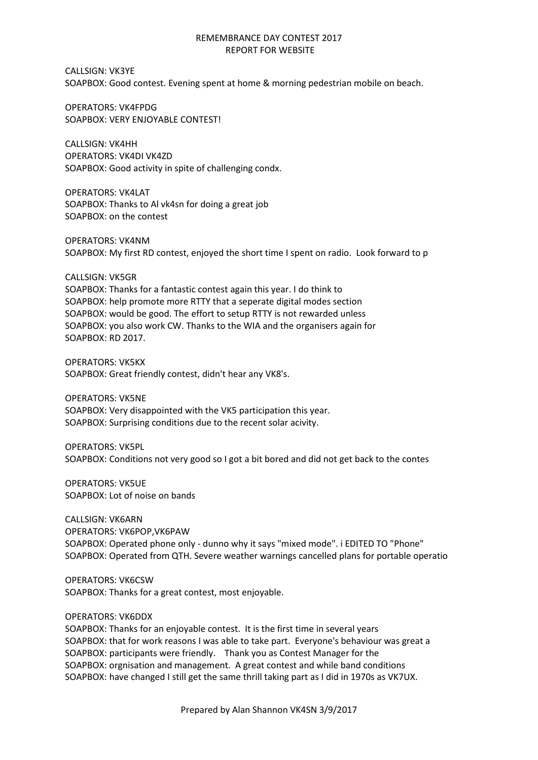REMEMBRANCE DAY CONTEST 2017
REPORT FOR WEBSITE

CALLSIGN: VK3YE
SOAPBOX: Good contest. Evening spent at home & morning pedestrian mobile on beach.

OPERATORS: VK4FPDG
SOAPBOX: VERY ENJOYABLE CONTEST!

CALLSIGN: VK4HH
OPERATORS: VK4DI VK4ZD
SOAPBOX: Good activity in spite of challenging condx.

OPERATORS: VK4LAT
SOAPBOX: Thanks to Al vk4sn for doing a great job
SOAPBOX: on the contest

OPERATORS: VK4NM
SOAPBOX: My first RD contest, enjoyed the short time I spent on radio.  Look forward to p

CALLSIGN: VK5GR
SOAPBOX: Thanks for a fantastic contest again this year. I do think to
SOAPBOX: help promote more RTTY that a seperate digital modes section
SOAPBOX: would be good. The effort to setup RTTY is not rewarded unless
SOAPBOX: you also work CW. Thanks to the WIA and the organisers again for
SOAPBOX: RD 2017.

OPERATORS: VK5KX
SOAPBOX: Great friendly contest, didn't hear any VK8's.

OPERATORS: VK5NE
SOAPBOX: Very disappointed with the VK5 participation this year.
SOAPBOX: Surprising conditions due to the recent solar acivity.

OPERATORS: VK5PL
SOAPBOX: Conditions not very good so I got a bit bored and did not get back to the contes

OPERATORS: VK5UE
SOAPBOX: Lot of noise on bands

CALLSIGN: VK6ARN
OPERATORS: VK6POP,VK6PAW
SOAPBOX: Operated phone only - dunno why it says "mixed mode". i EDITED TO "Phone"
SOAPBOX: Operated from QTH. Severe weather warnings cancelled plans for portable operatio

OPERATORS: VK6CSW
SOAPBOX: Thanks for a great contest, most enjoyable.

OPERATORS: VK6DDX
SOAPBOX: Thanks for an enjoyable contest.  It is the first time in several years
SOAPBOX: that for work reasons I was able to take part.  Everyone's behaviour was great a
SOAPBOX: participants were friendly.   Thank you as Contest Manager for the
SOAPBOX: orgnisation and management.  A great contest and while band conditions
SOAPBOX: have changed I still get the same thrill taking part as I did in 1970s as VK7UX.

Prepared by Alan Shannon VK4SN 3/9/2017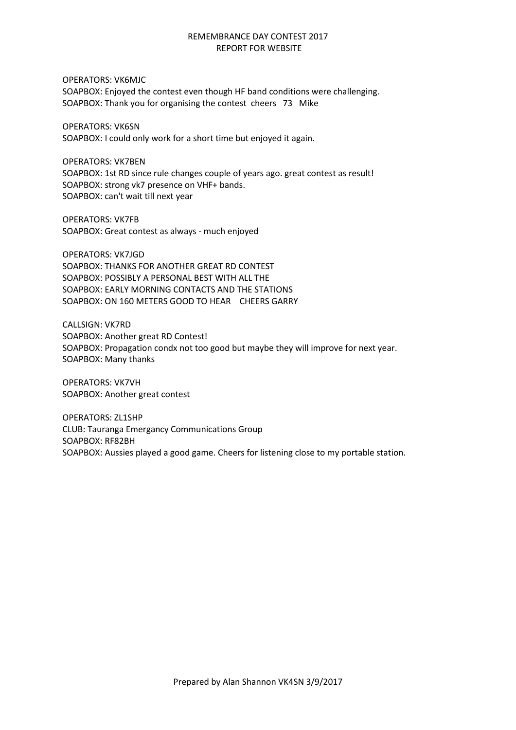REMEMBRANCE DAY CONTEST 2017
REPORT FOR WEBSITE

OPERATORS: VK6MJC
SOAPBOX: Enjoyed the contest even though HF band conditions were challenging.
SOAPBOX: Thank you for organising the contest cheers 73 Mike

OPERATORS: VK6SN
SOAPBOX: I could only work for a short time but enjoyed it again.

OPERATORS: VK7BEN
SOAPBOX: 1st RD since rule changes couple of years ago. great contest as result!
SOAPBOX: strong vk7 presence on VHF+ bands.
SOAPBOX: can't wait till next year

OPERATORS: VK7FB
SOAPBOX: Great contest as always - much enjoyed

OPERATORS: VK7JGD
SOAPBOX: THANKS FOR ANOTHER GREAT RD CONTEST
SOAPBOX: POSSIBLY A PERSONAL BEST WITH ALL THE
SOAPBOX: EARLY MORNING CONTACTS AND THE STATIONS
SOAPBOX: ON 160 METERS GOOD TO HEAR CHEERS GARRY

CALLSIGN: VK7RD
SOAPBOX: Another great RD Contest!
SOAPBOX: Propagation condx not too good but maybe they will improve for next year.
SOAPBOX: Many thanks

OPERATORS: VK7VH
SOAPBOX: Another great contest

OPERATORS: ZL1SHP
CLUB: Tauranga Emergancy Communications Group
SOAPBOX: RF82BH
SOAPBOX: Aussies played a good game. Cheers for listening close to my portable station.

Prepared by Alan Shannon VK4SN 3/9/2017